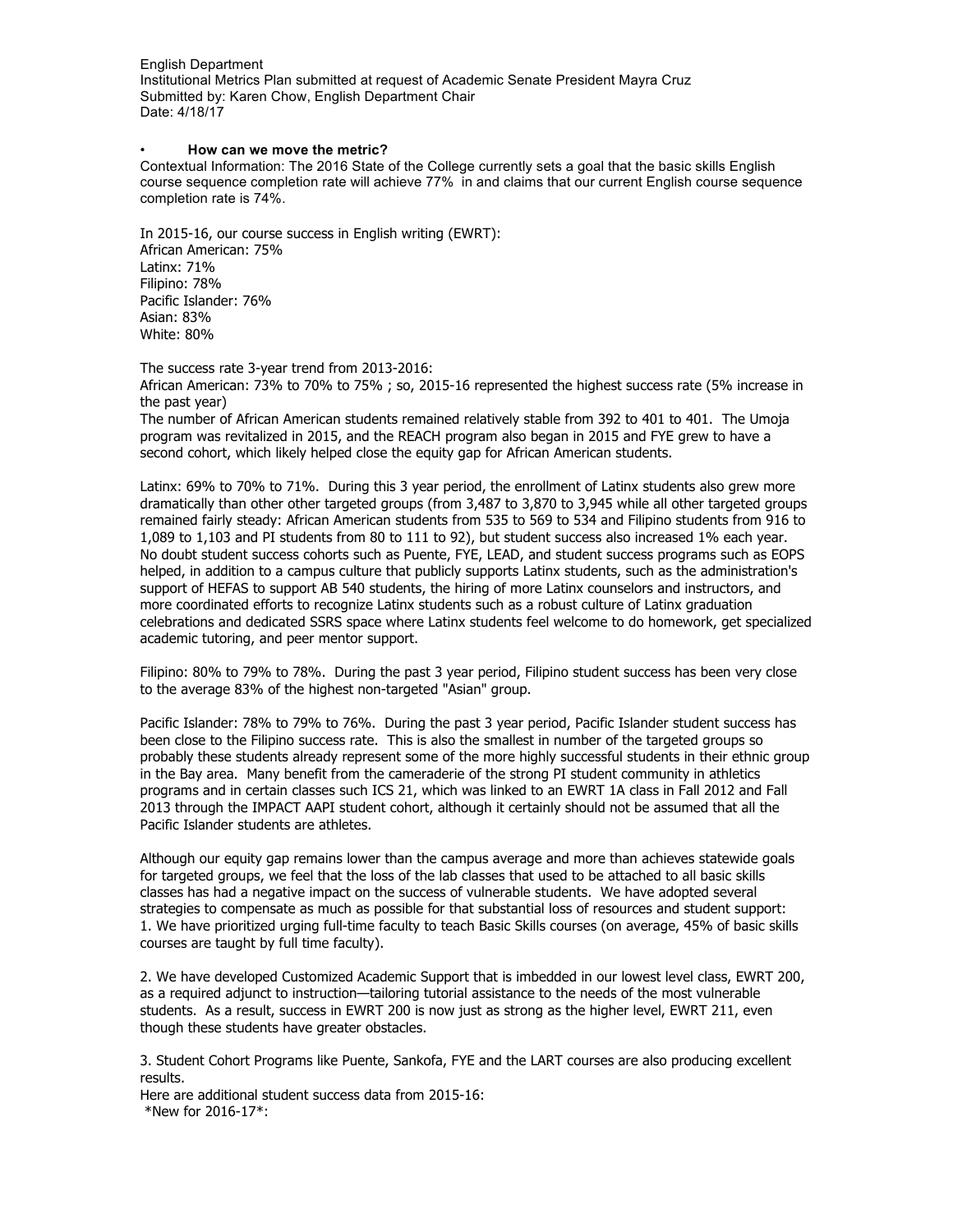English Department
Institutional Metrics Plan submitted at request of Academic Senate President Mayra Cruz
Submitted by: Karen Chow, English Department Chair
Date: 4/18/17

- **How can we move the metric?**

Contextual Information: The 2016 State of the College currently sets a goal that the basic skills English course sequence completion rate will achieve 77% in and claims that our current English course sequence completion rate is 74%.

In 2015-16, our course success in English writing (EWRT):
African American: 75%
Latinx: 71%
Filipino: 78%
Pacific Islander: 76%
Asian: 83%
White: 80%

The success rate 3-year trend from 2013-2016:
African American: 73% to 70% to 75% ; so, 2015-16 represented the highest success rate (5% increase in the past year)
The number of African American students remained relatively stable from 392 to 401 to 401. The Umoja program was revitalized in 2015, and the REACH program also began in 2015 and FYE grew to have a second cohort, which likely helped close the equity gap for African American students.

Latinx: 69% to 70% to 71%. During this 3 year period, the enrollment of Latinx students also grew more dramatically than other other targeted groups (from 3,487 to 3,870 to 3,945 while all other targeted groups remained fairly steady: African American students from 535 to 569 to 534 and Filipino students from 916 to 1,089 to 1,103 and PI students from 80 to 111 to 92), but student success also increased 1% each year. No doubt student success cohorts such as Puente, FYE, LEAD, and student success programs such as EOPS helped, in addition to a campus culture that publicly supports Latinx students, such as the administration's support of HEFAS to support AB 540 students, the hiring of more Latinx counselors and instructors, and more coordinated efforts to recognize Latinx students such as a robust culture of Latinx graduation celebrations and dedicated SSRS space where Latinx students feel welcome to do homework, get specialized academic tutoring, and peer mentor support.

Filipino: 80% to 79% to 78%. During the past 3 year period, Filipino student success has been very close to the average 83% of the highest non-targeted "Asian" group.

Pacific Islander: 78% to 79% to 76%. During the past 3 year period, Pacific Islander student success has been close to the Filipino success rate. This is also the smallest in number of the targeted groups so probably these students already represent some of the more highly successful students in their ethnic group in the Bay area. Many benefit from the cameraderie of the strong PI student community in athletics programs and in certain classes such ICS 21, which was linked to an EWRT 1A class in Fall 2012 and Fall 2013 through the IMPACT AAPI student cohort, although it certainly should not be assumed that all the Pacific Islander students are athletes.

Although our equity gap remains lower than the campus average and more than achieves statewide goals for targeted groups, we feel that the loss of the lab classes that used to be attached to all basic skills classes has had a negative impact on the success of vulnerable students. We have adopted several strategies to compensate as much as possible for that substantial loss of resources and student support:

1. We have prioritized urging full-time faculty to teach Basic Skills courses (on average, 45% of basic skills courses are taught by full time faculty).

2. We have developed Customized Academic Support that is imbedded in our lowest level class, EWRT 200, as a required adjunct to instruction—tailoring tutorial assistance to the needs of the most vulnerable students. As a result, success in EWRT 200 is now just as strong as the higher level, EWRT 211, even though these students have greater obstacles.

3. Student Cohort Programs like Puente, Sankofa, FYE and the LART courses are also producing excellent results.

Here are additional student success data from 2015-16:
*New for 2016-17*: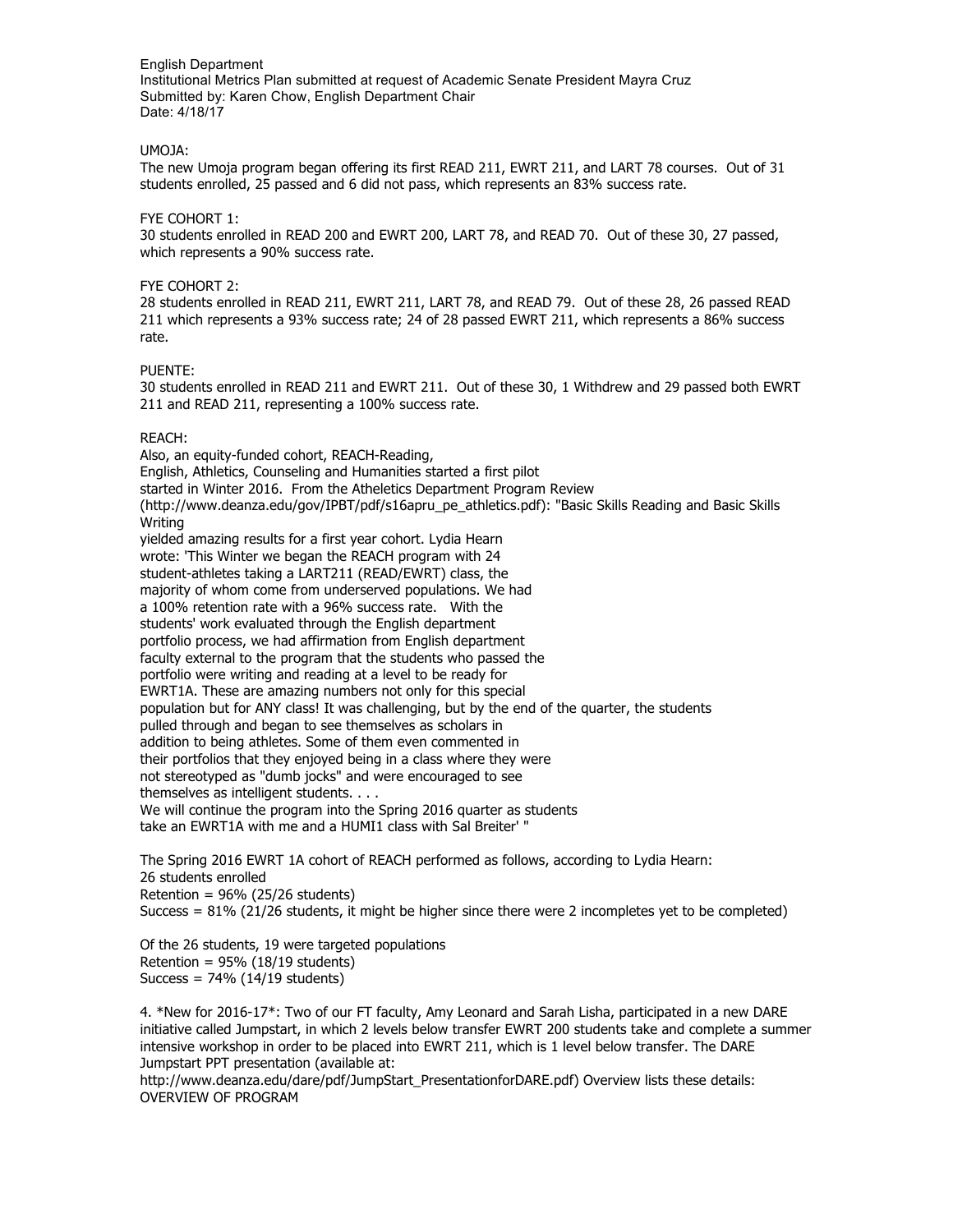English Department
Institutional Metrics Plan submitted at request of Academic Senate President Mayra Cruz
Submitted by: Karen Chow, English Department Chair
Date: 4/18/17

UMOJA:
The new Umoja program began offering its first READ 211, EWRT 211, and LART 78 courses. Out of 31 students enrolled, 25 passed and 6 did not pass, which represents an 83% success rate.

FYE COHORT 1:
30 students enrolled in READ 200 and EWRT 200, LART 78, and READ 70. Out of these 30, 27 passed, which represents a 90% success rate.

FYE COHORT 2:
28 students enrolled in READ 211, EWRT 211, LART 78, and READ 79. Out of these 28, 26 passed READ 211 which represents a 93% success rate; 24 of 28 passed EWRT 211, which represents a 86% success rate.

PUENTE:
30 students enrolled in READ 211 and EWRT 211. Out of these 30, 1 Withdrew and 29 passed both EWRT 211 and READ 211, representing a 100% success rate.

REACH:
Also, an equity-funded cohort, REACH-Reading,
English, Athletics, Counseling and Humanities started a first pilot
started in Winter 2016. From the Atheletics Department Program Review
(http://www.deanza.edu/gov/IPBT/pdf/s16apru_pe_athletics.pdf): "Basic Skills Reading and Basic Skills Writing
yielded amazing results for a first year cohort. Lydia Hearn
wrote: 'This Winter we began the REACH program with 24
student-athletes taking a LART211 (READ/EWRT) class, the
majority of whom come from underserved populations. We had
a 100% retention rate with a 96% success rate. With the
students' work evaluated through the English department
portfolio process, we had affirmation from English department
faculty external to the program that the students who passed the
portfolio were writing and reading at a level to be ready for
EWRT1A. These are amazing numbers not only for this special
population but for ANY class! It was challenging, but by the end of the quarter, the students
pulled through and began to see themselves as scholars in
addition to being athletes. Some of them even commented in
their portfolios that they enjoyed being in a class where they were
not stereotyped as "dumb jocks" and were encouraged to see
themselves as intelligent students. . . .
We will continue the program into the Spring 2016 quarter as students
take an EWRT1A with me and a HUMI1 class with Sal Breiter' "

The Spring 2016 EWRT 1A cohort of REACH performed as follows, according to Lydia Hearn:
26 students enrolled
Retention = 96% (25/26 students)
Success = 81% (21/26 students, it might be higher since there were 2 incompletes yet to be completed)

Of the 26 students, 19 were targeted populations
Retention = 95% (18/19 students)
Success = 74% (14/19 students)

4. *New for 2016-17*: Two of our FT faculty, Amy Leonard and Sarah Lisha, participated in a new DARE initiative called Jumpstart, in which 2 levels below transfer EWRT 200 students take and complete a summer intensive workshop in order to be placed into EWRT 211, which is 1 level below transfer. The DARE Jumpstart PPT presentation (available at:
http://www.deanza.edu/dare/pdf/JumpStart_PresentationforDARE.pdf) Overview lists these details:
OVERVIEW OF PROGRAM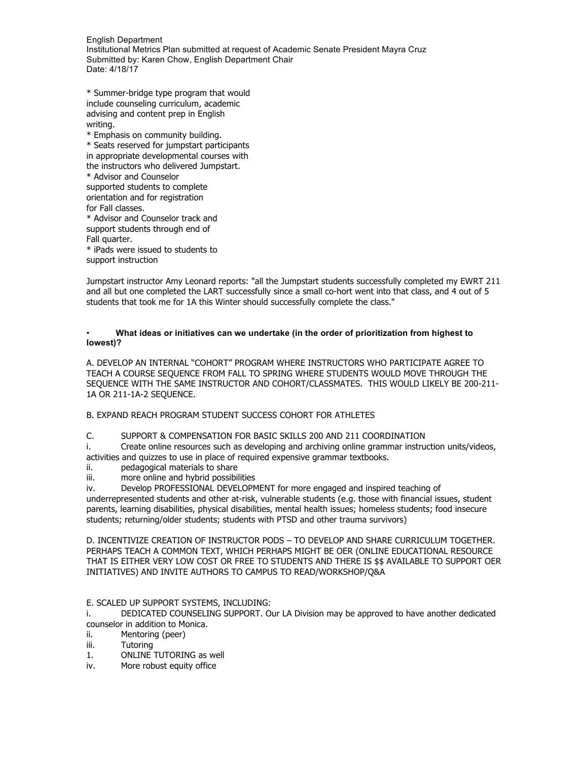English Department
Institutional Metrics Plan submitted at request of Academic Senate President Mayra Cruz
Submitted by: Karen Chow, English Department Chair
Date: 4/18/17

* Summer-bridge type program that would include counseling curriculum, academic advising and content prep in English writing.
* Emphasis on community building.
* Seats reserved for jumpstart participants in appropriate developmental courses with the instructors who delivered Jumpstart.
* Advisor and Counselor supported students to complete orientation and for registration for Fall classes.
* Advisor and Counselor track and support students through end of Fall quarter.
* iPads were issued to students to support instruction

Jumpstart instructor Amy Leonard reports: "all the Jumpstart students successfully completed my EWRT 211 and all but one completed the LART successfully since a small co-hort went into that class, and 4 out of 5 students that took me for 1A this Winter should successfully complete the class."

- **What ideas or initiatives can we undertake (in the order of prioritization from highest to lowest)?**

A. DEVELOP AN INTERNAL "COHORT" PROGRAM WHERE INSTRUCTORS WHO PARTICIPATE AGREE TO TEACH A COURSE SEQUENCE FROM FALL TO SPRING WHERE STUDENTS WOULD MOVE THROUGH THE SEQUENCE WITH THE SAME INSTRUCTOR AND COHORT/CLASSMATES. THIS WOULD LIKELY BE 200-211-1A OR 211-1A-2 SEQUENCE.

B. EXPAND REACH PROGRAM STUDENT SUCCESS COHORT FOR ATHLETES

C. SUPPORT & COMPENSATION FOR BASIC SKILLS 200 AND 211 COORDINATION

i. Create online resources such as developing and archiving online grammar instruction units/videos, activities and quizzes to use in place of required expensive grammar textbooks.

ii. pedagogical materials to share

iii. more online and hybrid possibilities

iv. Develop PROFESSIONAL DEVELOPMENT for more engaged and inspired teaching of underrepresented students and other at-risk, vulnerable students (e.g. those with financial issues, student parents, learning disabilities, physical disabilities, mental health issues; homeless students; food insecure students; returning/older students; students with PTSD and other trauma survivors)

D. INCENTIVIZE CREATION OF INSTRUCTOR PODS – TO DEVELOP AND SHARE CURRICULUM TOGETHER. PERHAPS TEACH A COMMON TEXT, WHICH PERHAPS MIGHT BE OER (ONLINE EDUCATIONAL RESOURCE THAT IS EITHER VERY LOW COST OR FREE TO STUDENTS AND THERE IS $$ AVAILABLE TO SUPPORT OER INITIATIVES) AND INVITE AUTHORS TO CAMPUS TO READ/WORKSHOP/Q&A

E. SCALED UP SUPPORT SYSTEMS, INCLUDING:

i. DEDICATED COUNSELING SUPPORT. Our LA Division may be approved to have another dedicated counselor in addition to Monica.

ii. Mentoring (peer)

iii. Tutoring

1. ONLINE TUTORING as well

iv. More robust equity office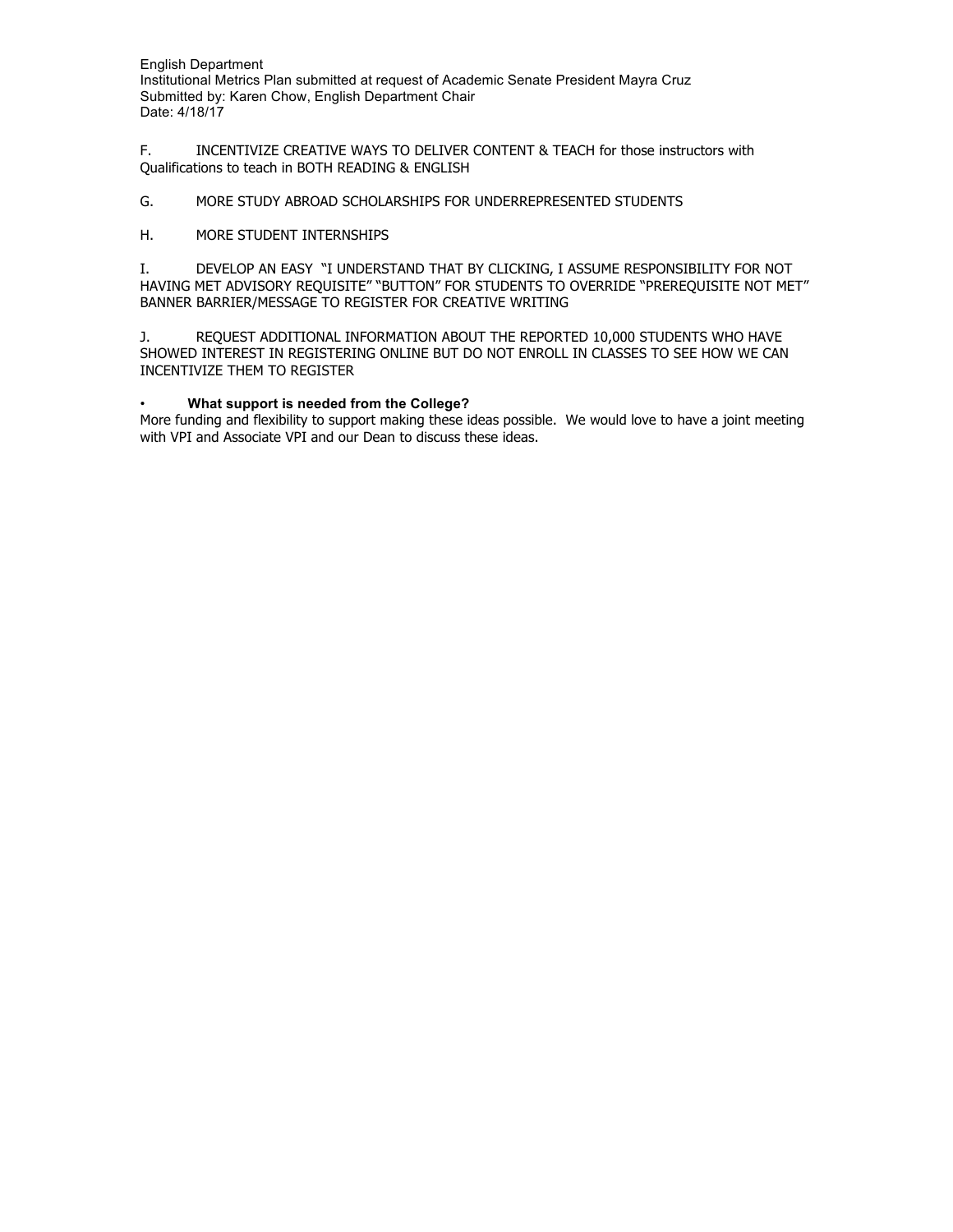English Department
Institutional Metrics Plan submitted at request of Academic Senate President Mayra Cruz
Submitted by: Karen Chow, English Department Chair
Date: 4/18/17

F. INCENTIVIZE CREATIVE WAYS TO DELIVER CONTENT & TEACH for those instructors with Qualifications to teach in BOTH READING & ENGLISH

G. MORE STUDY ABROAD SCHOLARSHIPS FOR UNDERREPRESENTED STUDENTS

H. MORE STUDENT INTERNSHIPS

I. DEVELOP AN EASY "I UNDERSTAND THAT BY CLICKING, I ASSUME RESPONSIBILITY FOR NOT HAVING MET ADVISORY REQUISITE" "BUTTON" FOR STUDENTS TO OVERRIDE "PREREQUISITE NOT MET" BANNER BARRIER/MESSAGE TO REGISTER FOR CREATIVE WRITING

J. REQUEST ADDITIONAL INFORMATION ABOUT THE REPORTED 10,000 STUDENTS WHO HAVE SHOWED INTEREST IN REGISTERING ONLINE BUT DO NOT ENROLL IN CLASSES TO SEE HOW WE CAN INCENTIVIZE THEM TO REGISTER

- **What support is needed from the College?**

More funding and flexibility to support making these ideas possible. We would love to have a joint meeting with VPI and Associate VPI and our Dean to discuss these ideas.